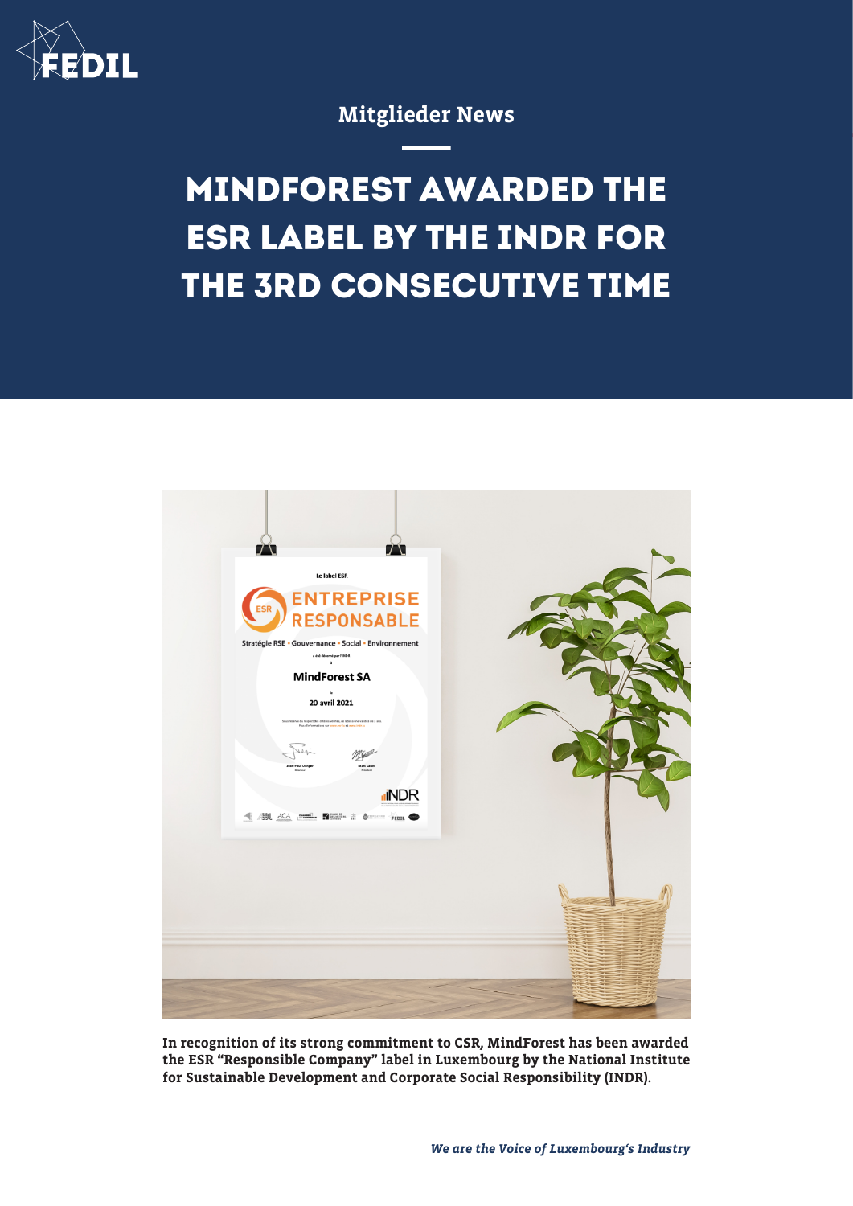FEDIL

Mitglieder News

# MINDFOREST AWARDED THE ESR LABEL BY THE INDR FOR THE 3RD CONSECUTIVE TIME

**In recognition of its strong commitment to CSR, MindForest has been awarded the ESR "Responsible Company" label in Luxembourg by the National Institute for Sustainable Development and Corporate Social Responsibility (INDR).**

***We are the Voice of Luxembourg's Industry***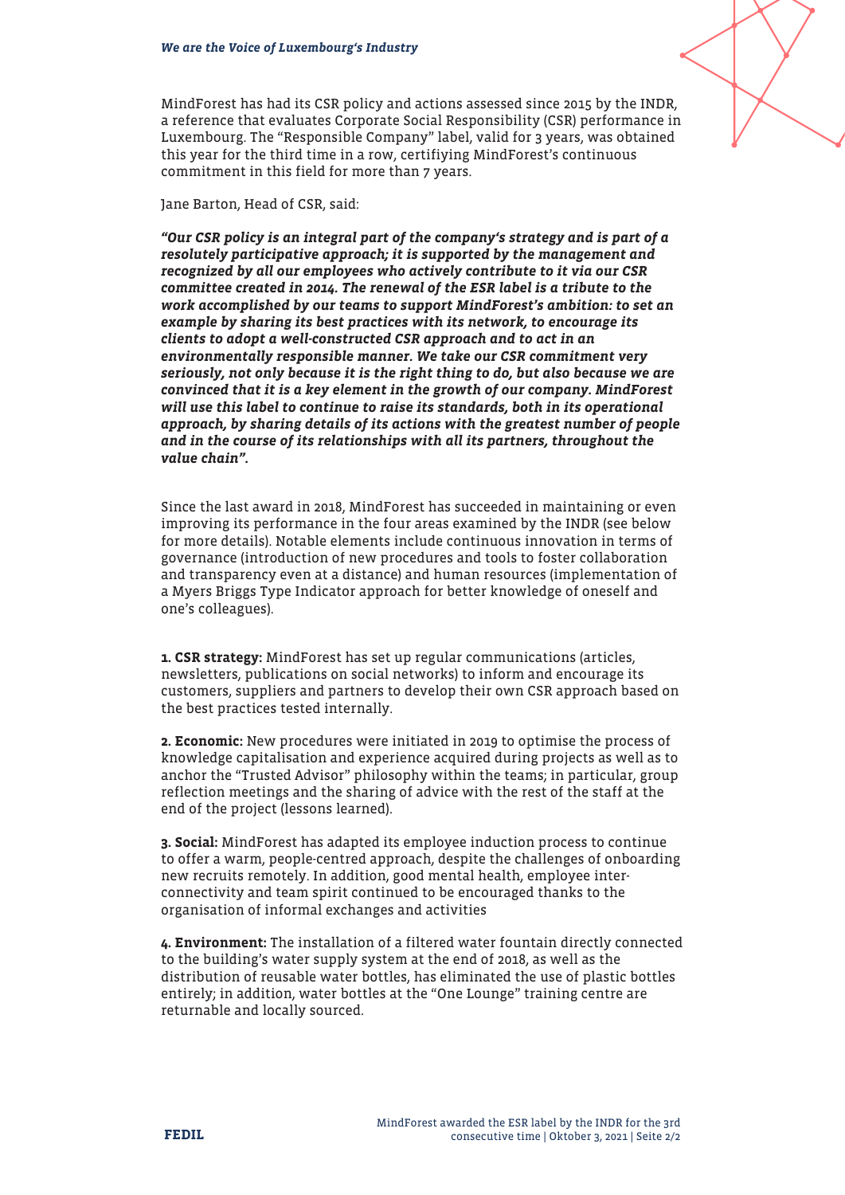MindForest has had its CSR policy and actions assessed since 2015 by the INDR, a reference that evaluates Corporate Social Responsibility (CSR) performance in Luxembourg. The "Responsible Company" label, valid for 3 years, was obtained this year for the third time in a row, certifiying MindForest's continuous commitment in this field for more than 7 years.

Jane Barton, Head of CSR, said:

***"Our CSR policy is an integral part of the company's strategy and is part of a resolutely participative approach; it is supported by the management and recognized by all our employees who actively contribute to it via our CSR committee created in 2014. The renewal of the ESR label is a tribute to the work accomplished by our teams to support MindForest's ambition: to set an example by sharing its best practices with its network, to encourage its clients to adopt a well-constructed CSR approach and to act in an environmentally responsible manner. We take our CSR commitment very seriously, not only because it is the right thing to do, but also because we are convinced that it is a key element in the growth of our company. MindForest will use this label to continue to raise its standards, both in its operational approach, by sharing details of its actions with the greatest number of people and in the course of its relationships with all its partners, throughout the value chain".***

Since the last award in 2018, MindForest has succeeded in maintaining or even improving its performance in the four areas examined by the INDR (see below for more details). Notable elements include continuous innovation in terms of governance (introduction of new procedures and tools to foster collaboration and transparency even at a distance) and human resources (implementation of a Myers Briggs Type Indicator approach for better knowledge of oneself and one's colleagues).

**1. CSR strategy:** MindForest has set up regular communications (articles, newsletters, publications on social networks) to inform and encourage its customers, suppliers and partners to develop their own CSR approach based on the best practices tested internally.

**2. Economic:** New procedures were initiated in 2019 to optimise the process of knowledge capitalisation and experience acquired during projects as well as to anchor the "Trusted Advisor" philosophy within the teams; in particular, group reflection meetings and the sharing of advice with the rest of the staff at the end of the project (lessons learned).

**3. Social:** MindForest has adapted its employee induction process to continue to offer a warm, people-centred approach, despite the challenges of onboarding new recruits remotely. In addition, good mental health, employee inter-connectivity and team spirit continued to be encouraged thanks to the organisation of informal exchanges and activities

**4. Environment:** The installation of a filtered water fountain directly connected to the building's water supply system at the end of 2018, as well as the distribution of reusable water bottles, has eliminated the use of plastic bottles entirely; in addition, water bottles at the "One Lounge" training centre are returnable and locally sourced.